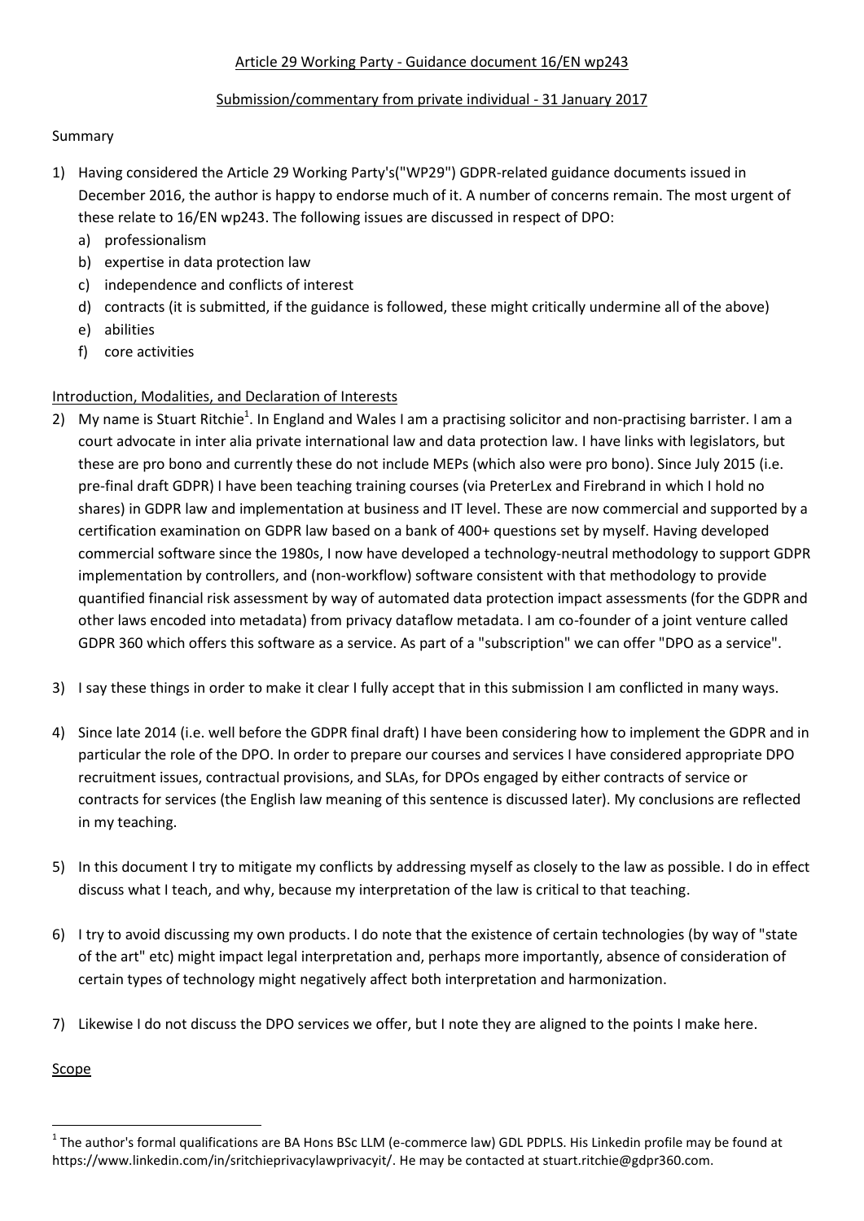Article 29 Working Party - Guidance document 16/EN wp243

Submission/commentary from private individual - 31 January 2017

Summary

1) Having considered the Article 29 Working Party's("WP29") GDPR-related guidance documents issued in December 2016, the author is happy to endorse much of it. A number of concerns remain. The most urgent of these relate to 16/EN wp243. The following issues are discussed in respect of DPO:
   a) professionalism
   b) expertise in data protection law
   c) independence and conflicts of interest
   d) contracts (it is submitted, if the guidance is followed, these might critically undermine all of the above)
   e) abilities
   f) core activities

Introduction, Modalities, and Declaration of Interests

2) My name is Stuart Ritchie[1]. In England and Wales I am a practising solicitor and non-practising barrister. I am a court advocate in inter alia private international law and data protection law. I have links with legislators, but these are pro bono and currently these do not include MEPs (which also were pro bono). Since July 2015 (i.e. pre-final draft GDPR) I have been teaching training courses (via PreterLex and Firebrand in which I hold no shares) in GDPR law and implementation at business and IT level. These are now commercial and supported by a certification examination on GDPR law based on a bank of 400+ questions set by myself. Having developed commercial software since the 1980s, I now have developed a technology-neutral methodology to support GDPR implementation by controllers, and (non-workflow) software consistent with that methodology to provide quantified financial risk assessment by way of automated data protection impact assessments (for the GDPR and other laws encoded into metadata) from privacy dataflow metadata. I am co-founder of a joint venture called GDPR 360 which offers this software as a service. As part of a "subscription" we can offer "DPO as a service".

3) I say these things in order to make it clear I fully accept that in this submission I am conflicted in many ways.

4) Since late 2014 (i.e. well before the GDPR final draft) I have been considering how to implement the GDPR and in particular the role of the DPO. In order to prepare our courses and services I have considered appropriate DPO recruitment issues, contractual provisions, and SLAs, for DPOs engaged by either contracts of service or contracts for services (the English law meaning of this sentence is discussed later). My conclusions are reflected in my teaching.

5) In this document I try to mitigate my conflicts by addressing myself as closely to the law as possible. I do in effect discuss what I teach, and why, because my interpretation of the law is critical to that teaching.

6) I try to avoid discussing my own products. I do note that the existence of certain technologies (by way of "state of the art" etc) might impact legal interpretation and, perhaps more importantly, absence of consideration of certain types of technology might negatively affect both interpretation and harmonization.

7) Likewise I do not discuss the DPO services we offer, but I note they are aligned to the points I make here.

Scope

[1] The author's formal qualifications are BA Hons BSc LLM (e-commerce law) GDL PDPLS. His Linkedin profile may be found at https://www.linkedin.com/in/sritchieprivacylawprivacyit/. He may be contacted at stuart.ritchie@gdpr360.com.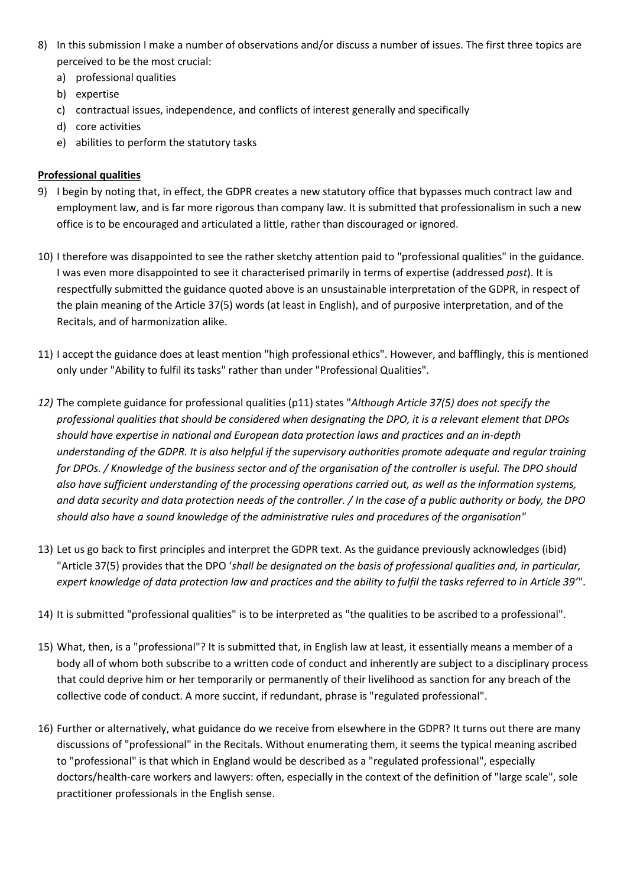8) In this submission I make a number of observations and/or discuss a number of issues. The first three topics are perceived to be the most crucial:
    a) professional qualities
    b) expertise
    c) contractual issues, independence, and conflicts of interest generally and specifically
    d) core activities
    e) abilities to perform the statutory tasks

**Professional qualities**

9) I begin by noting that, in effect, the GDPR creates a new statutory office that bypasses much contract law and employment law, and is far more rigorous than company law. It is submitted that professionalism in such a new office is to be encouraged and articulated a little, rather than discouraged or ignored.

10) I therefore was disappointed to see the rather sketchy attention paid to "professional qualities" in the guidance. I was even more disappointed to see it characterised primarily in terms of expertise (addressed *post*). It is respectfully submitted the guidance quoted above is an unsustainable interpretation of the GDPR, in respect of the plain meaning of the Article 37(5) words (at least in English), and of purposive interpretation, and of the Recitals, and of harmonization alike.

11) I accept the guidance does at least mention "high professional ethics". However, and bafflingly, this is mentioned only under "Ability to fulfil its tasks" rather than under "Professional Qualities".

*12)* The complete guidance for professional qualities (p11) states "*Although Article 37(5) does not specify the professional qualities that should be considered when designating the DPO, it is a relevant element that DPOs should have expertise in national and European data protection laws and practices and an in-depth understanding of the GDPR. It is also helpful if the supervisory authorities promote adequate and regular training for DPOs. / Knowledge of the business sector and of the organisation of the controller is useful. The DPO should also have sufficient understanding of the processing operations carried out, as well as the information systems, and data security and data protection needs of the controller. / In the case of a public authority or body, the DPO should also have a sound knowledge of the administrative rules and procedures of the organisation"*

13) Let us go back to first principles and interpret the GDPR text. As the guidance previously acknowledges (ibid) "Article 37(5) provides that the DPO '*shall be designated on the basis of professional qualities and, in particular, expert knowledge of data protection law and practices and the ability to fulfil the tasks referred to in Article 39'*".

14) It is submitted "professional qualities" is to be interpreted as "the qualities to be ascribed to a professional".

15) What, then, is a "professional"? It is submitted that, in English law at least, it essentially means a member of a body all of whom both subscribe to a written code of conduct and inherently are subject to a disciplinary process that could deprive him or her temporarily or permanently of their livelihood as sanction for any breach of the collective code of conduct. A more succint, if redundant, phrase is "regulated professional".

16) Further or alternatively, what guidance do we receive from elsewhere in the GDPR? It turns out there are many discussions of "professional" in the Recitals. Without enumerating them, it seems the typical meaning ascribed to "professional" is that which in England would be described as a "regulated professional", especially doctors/health-care workers and lawyers: often, especially in the context of the definition of "large scale", sole practitioner professionals in the English sense.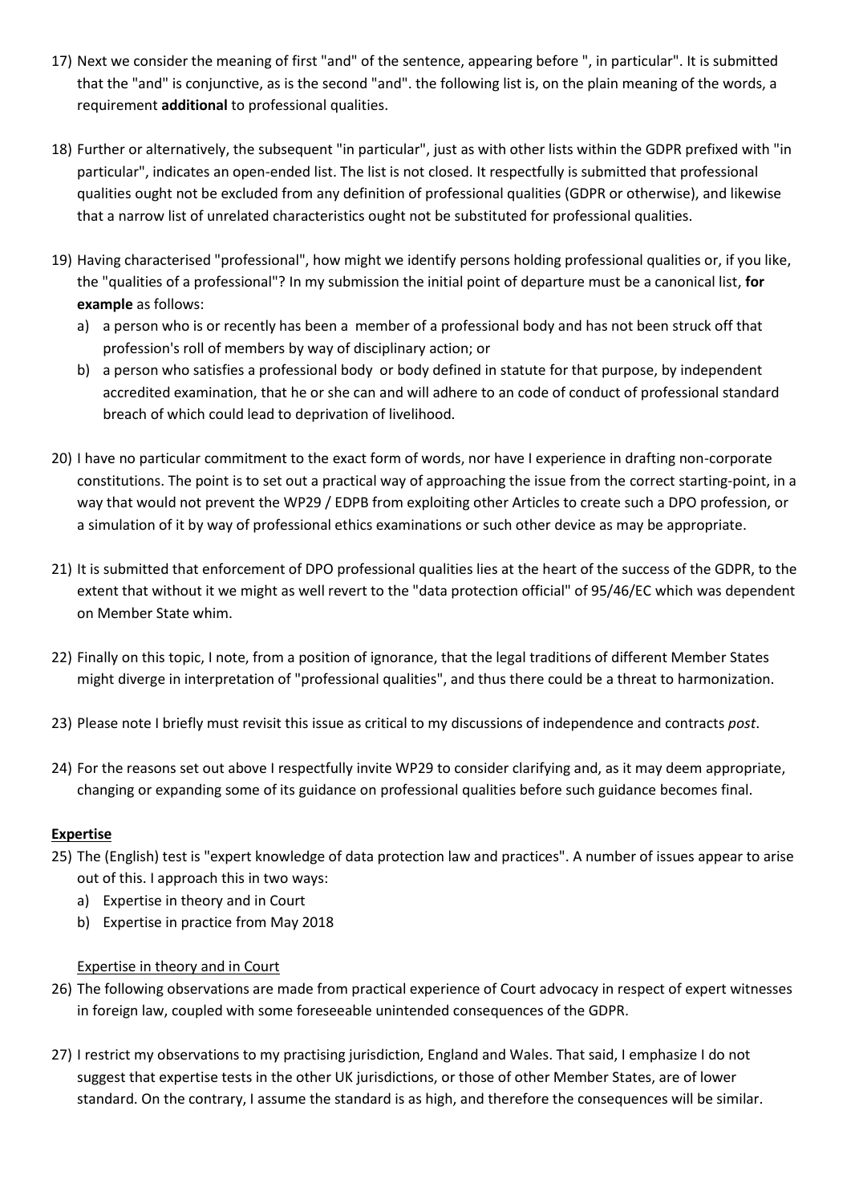17) Next we consider the meaning of first "and" of the sentence, appearing before ", in particular". It is submitted that the "and" is conjunctive, as is the second "and". the following list is, on the plain meaning of the words, a requirement **additional** to professional qualities.

18) Further or alternatively, the subsequent "in particular", just as with other lists within the GDPR prefixed with "in particular", indicates an open-ended list. The list is not closed. It respectfully is submitted that professional qualities ought not be excluded from any definition of professional qualities (GDPR or otherwise), and likewise that a narrow list of unrelated characteristics ought not be substituted for professional qualities.

19) Having characterised "professional", how might we identify persons holding professional qualities or, if you like, the "qualities of a professional"? In my submission the initial point of departure must be a canonical list, **for example** as follows:
    a) a person who is or recently has been a member of a professional body and has not been struck off that profession's roll of members by way of disciplinary action; or
    b) a person who satisfies a professional body or body defined in statute for that purpose, by independent accredited examination, that he or she can and will adhere to an code of conduct of professional standard breach of which could lead to deprivation of livelihood.

20) I have no particular commitment to the exact form of words, nor have I experience in drafting non-corporate constitutions. The point is to set out a practical way of approaching the issue from the correct starting-point, in a way that would not prevent the WP29 / EDPB from exploiting other Articles to create such a DPO profession, or a simulation of it by way of professional ethics examinations or such other device as may be appropriate.

21) It is submitted that enforcement of DPO professional qualities lies at the heart of the success of the GDPR, to the extent that without it we might as well revert to the "data protection official" of 95/46/EC which was dependent on Member State whim.

22) Finally on this topic, I note, from a position of ignorance, that the legal traditions of different Member States might diverge in interpretation of "professional qualities", and thus there could be a threat to harmonization.

23) Please note I briefly must revisit this issue as critical to my discussions of independence and contracts *post*.

24) For the reasons set out above I respectfully invite WP29 to consider clarifying and, as it may deem appropriate, changing or expanding some of its guidance on professional qualities before such guidance becomes final.

**Expertise**

25) The (English) test is "expert knowledge of data protection law and practices". A number of issues appear to arise out of this. I approach this in two ways:
    a) Expertise in theory and in Court
    b) Expertise in practice from May 2018

Expertise in theory and in Court

26) The following observations are made from practical experience of Court advocacy in respect of expert witnesses in foreign law, coupled with some foreseeable unintended consequences of the GDPR.

27) I restrict my observations to my practising jurisdiction, England and Wales. That said, I emphasize I do not suggest that expertise tests in the other UK jurisdictions, or those of other Member States, are of lower standard. On the contrary, I assume the standard is as high, and therefore the consequences will be similar.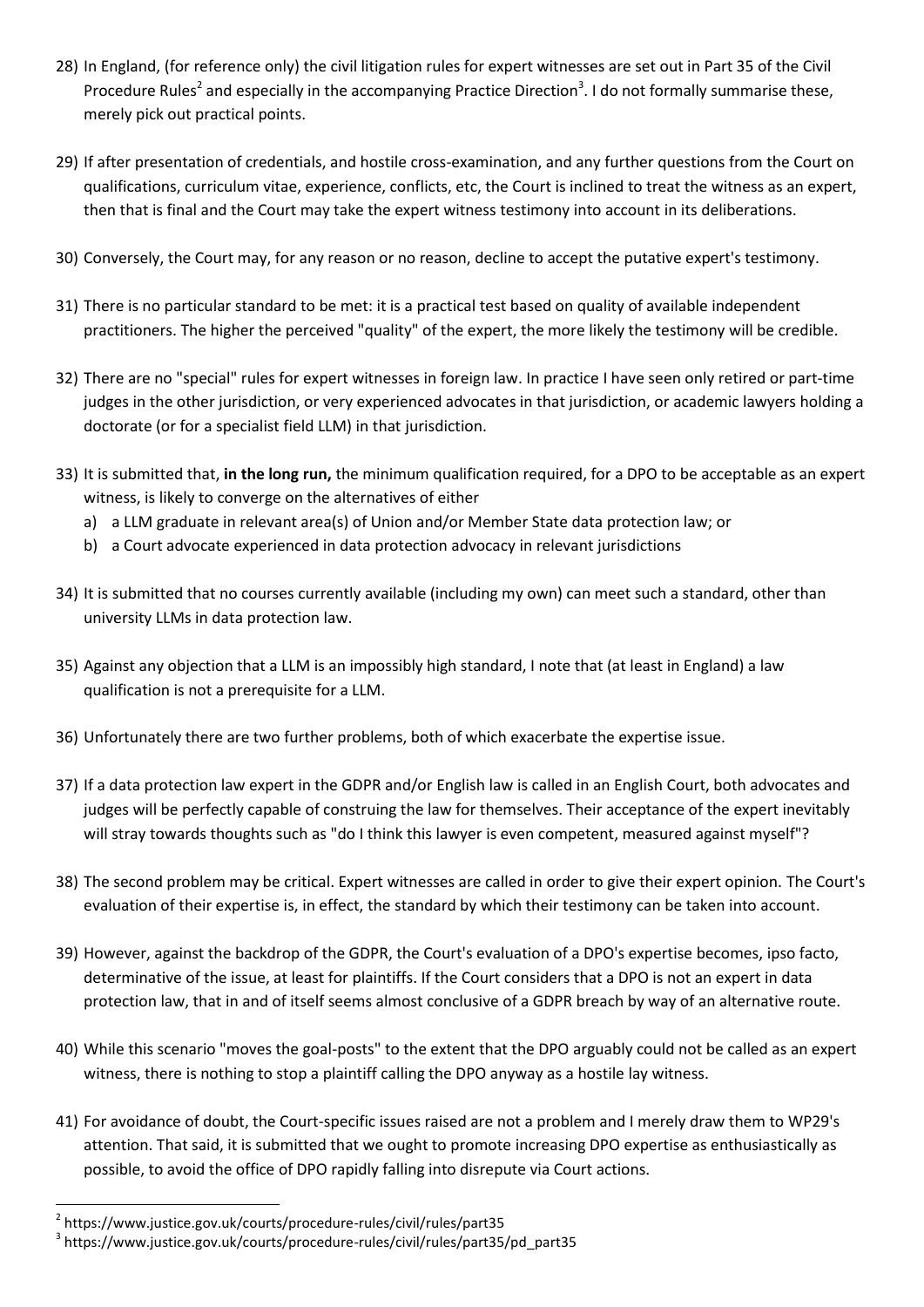28) In England, (for reference only) the civil litigation rules for expert witnesses are set out in Part 35 of the Civil Procedure Rules[2] and especially in the accompanying Practice Direction[3]. I do not formally summarise these, merely pick out practical points.

29) If after presentation of credentials, and hostile cross-examination, and any further questions from the Court on qualifications, curriculum vitae, experience, conflicts, etc, the Court is inclined to treat the witness as an expert, then that is final and the Court may take the expert witness testimony into account in its deliberations.

30) Conversely, the Court may, for any reason or no reason, decline to accept the putative expert's testimony.

31) There is no particular standard to be met: it is a practical test based on quality of available independent practitioners. The higher the perceived "quality" of the expert, the more likely the testimony will be credible.

32) There are no "special" rules for expert witnesses in foreign law. In practice I have seen only retired or part-time judges in the other jurisdiction, or very experienced advocates in that jurisdiction, or academic lawyers holding a doctorate (or for a specialist field LLM) in that jurisdiction.

33) It is submitted that, **in the long run,** the minimum qualification required, for a DPO to be acceptable as an expert witness, is likely to converge on the alternatives of either
    a) a LLM graduate in relevant area(s) of Union and/or Member State data protection law; or
    b) a Court advocate experienced in data protection advocacy in relevant jurisdictions

34) It is submitted that no courses currently available (including my own) can meet such a standard, other than university LLMs in data protection law.

35) Against any objection that a LLM is an impossibly high standard, I note that (at least in England) a law qualification is not a prerequisite for a LLM.

36) Unfortunately there are two further problems, both of which exacerbate the expertise issue.

37) If a data protection law expert in the GDPR and/or English law is called in an English Court, both advocates and judges will be perfectly capable of construing the law for themselves. Their acceptance of the expert inevitably will stray towards thoughts such as "do I think this lawyer is even competent, measured against myself"?

38) The second problem may be critical. Expert witnesses are called in order to give their expert opinion. The Court's evaluation of their expertise is, in effect, the standard by which their testimony can be taken into account.

39) However, against the backdrop of the GDPR, the Court's evaluation of a DPO's expertise becomes, ipso facto, determinative of the issue, at least for plaintiffs. If the Court considers that a DPO is not an expert in data protection law, that in and of itself seems almost conclusive of a GDPR breach by way of an alternative route.

40) While this scenario "moves the goal-posts" to the extent that the DPO arguably could not be called as an expert witness, there is nothing to stop a plaintiff calling the DPO anyway as a hostile lay witness.

41) For avoidance of doubt, the Court-specific issues raised are not a problem and I merely draw them to WP29's attention. That said, it is submitted that we ought to promote increasing DPO expertise as enthusiastically as possible, to avoid the office of DPO rapidly falling into disrepute via Court actions.

[2] https://www.justice.gov.uk/courts/procedure-rules/civil/rules/part35

[3] https://www.justice.gov.uk/courts/procedure-rules/civil/rules/part35/pd_part35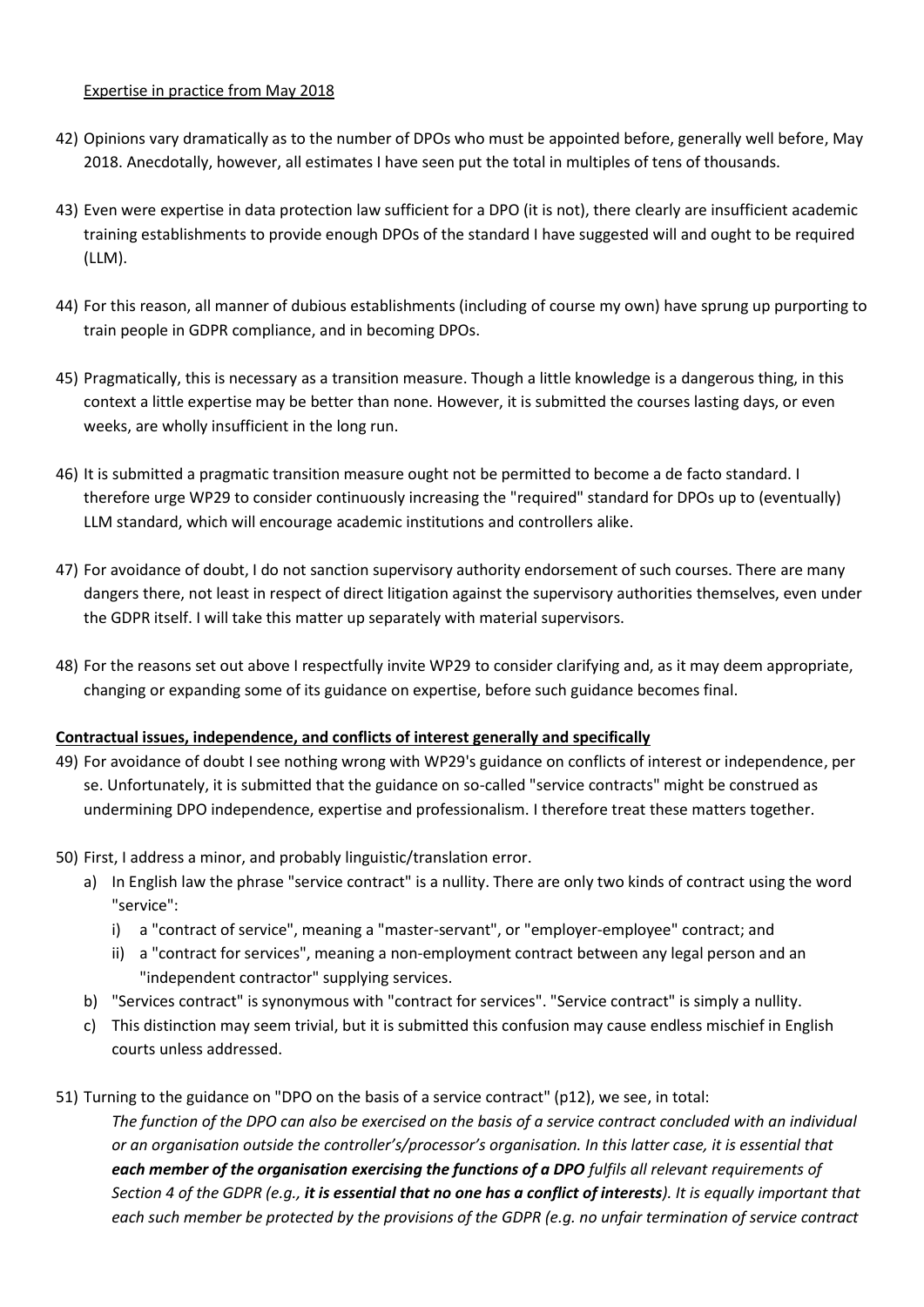Expertise in practice from May 2018

42) Opinions vary dramatically as to the number of DPOs who must be appointed before, generally well before, May 2018. Anecdotally, however, all estimates I have seen put the total in multiples of tens of thousands.

43) Even were expertise in data protection law sufficient for a DPO (it is not), there clearly are insufficient academic training establishments to provide enough DPOs of the standard I have suggested will and ought to be required (LLM).

44) For this reason, all manner of dubious establishments (including of course my own) have sprung up purporting to train people in GDPR compliance, and in becoming DPOs.

45) Pragmatically, this is necessary as a transition measure. Though a little knowledge is a dangerous thing, in this context a little expertise may be better than none. However, it is submitted the courses lasting days, or even weeks, are wholly insufficient in the long run.

46) It is submitted a pragmatic transition measure ought not be permitted to become a de facto standard. I therefore urge WP29 to consider continuously increasing the "required" standard for DPOs up to (eventually) LLM standard, which will encourage academic institutions and controllers alike.

47) For avoidance of doubt, I do not sanction supervisory authority endorsement of such courses. There are many dangers there, not least in respect of direct litigation against the supervisory authorities themselves, even under the GDPR itself. I will take this matter up separately with material supervisors.

48) For the reasons set out above I respectfully invite WP29 to consider clarifying and, as it may deem appropriate, changing or expanding some of its guidance on expertise, before such guidance becomes final.

**Contractual issues, independence, and conflicts of interest generally and specifically**

49) For avoidance of doubt I see nothing wrong with WP29's guidance on conflicts of interest or independence, per se. Unfortunately, it is submitted that the guidance on so-called "service contracts" might be construed as undermining DPO independence, expertise and professionalism. I therefore treat these matters together.

50) First, I address a minor, and probably linguistic/translation error.
    a) In English law the phrase "service contract" is a nullity. There are only two kinds of contract using the word "service":
        i) a "contract of service", meaning a "master-servant", or "employer-employee" contract; and
        ii) a "contract for services", meaning a non-employment contract between any legal person and an "independent contractor" supplying services.
    b) "Services contract" is synonymous with "contract for services". "Service contract" is simply a nullity.
    c) This distinction may seem trivial, but it is submitted this confusion may cause endless mischief in English courts unless addressed.

51) Turning to the guidance on "DPO on the basis of a service contract" (p12), we see, in total:
    *The function of the DPO can also be exercised on the basis of a service contract concluded with an individual or an organisation outside the controller's/processor's organisation. In this latter case, it is essential that **each member of the organisation exercising the functions of a DPO** fulfils all relevant requirements of Section 4 of the GDPR (e.g., **it is essential that no one has a conflict of interests**). It is equally important that each such member be protected by the provisions of the GDPR (e.g. no unfair termination of service contract*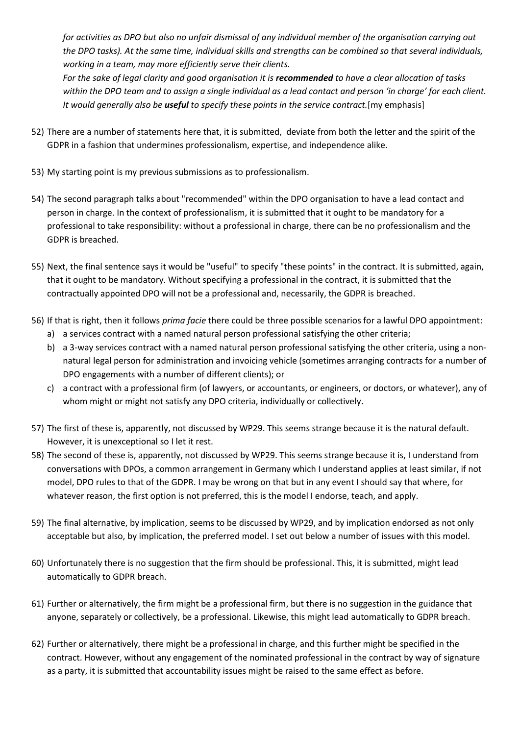*for activities as DPO but also no unfair dismissal of any individual member of the organisation carrying out the DPO tasks). At the same time, individual skills and strengths can be combined so that several individuals, working in a team, may more efficiently serve their clients.*

*For the sake of legal clarity and good organisation it is **recommended** to have a clear allocation of tasks within the DPO team and to assign a single individual as a lead contact and person 'in charge' for each client. It would generally also be **useful** to specify these points in the service contract.*[my emphasis]

52) There are a number of statements here that, it is submitted, deviate from both the letter and the spirit of the GDPR in a fashion that undermines professionalism, expertise, and independence alike.

53) My starting point is my previous submissions as to professionalism.

54) The second paragraph talks about "recommended" within the DPO organisation to have a lead contact and person in charge. In the context of professionalism, it is submitted that it ought to be mandatory for a professional to take responsibility: without a professional in charge, there can be no professionalism and the GDPR is breached.

55) Next, the final sentence says it would be "useful" to specify "these points" in the contract. It is submitted, again, that it ought to be mandatory. Without specifying a professional in the contract, it is submitted that the contractually appointed DPO will not be a professional and, necessarily, the GDPR is breached.

56) If that is right, then it follows *prima facie* there could be three possible scenarios for a lawful DPO appointment:
    a) a services contract with a named natural person professional satisfying the other criteria;
    b) a 3-way services contract with a named natural person professional satisfying the other criteria, using a non-natural legal person for administration and invoicing vehicle (sometimes arranging contracts for a number of DPO engagements with a number of different clients); or
    c) a contract with a professional firm (of lawyers, or accountants, or engineers, or doctors, or whatever), any of whom might or might not satisfy any DPO criteria, individually or collectively.

57) The first of these is, apparently, not discussed by WP29. This seems strange because it is the natural default. However, it is unexceptional so I let it rest.

58) The second of these is, apparently, not discussed by WP29. This seems strange because it is, I understand from conversations with DPOs, a common arrangement in Germany which I understand applies at least similar, if not model, DPO rules to that of the GDPR. I may be wrong on that but in any event I should say that where, for whatever reason, the first option is not preferred, this is the model I endorse, teach, and apply.

59) The final alternative, by implication, seems to be discussed by WP29, and by implication endorsed as not only acceptable but also, by implication, the preferred model. I set out below a number of issues with this model.

60) Unfortunately there is no suggestion that the firm should be professional. This, it is submitted, might lead automatically to GDPR breach.

61) Further or alternatively, the firm might be a professional firm, but there is no suggestion in the guidance that anyone, separately or collectively, be a professional. Likewise, this might lead automatically to GDPR breach.

62) Further or alternatively, there might be a professional in charge, and this further might be specified in the contract. However, without any engagement of the nominated professional in the contract by way of signature as a party, it is submitted that accountability issues might be raised to the same effect as before.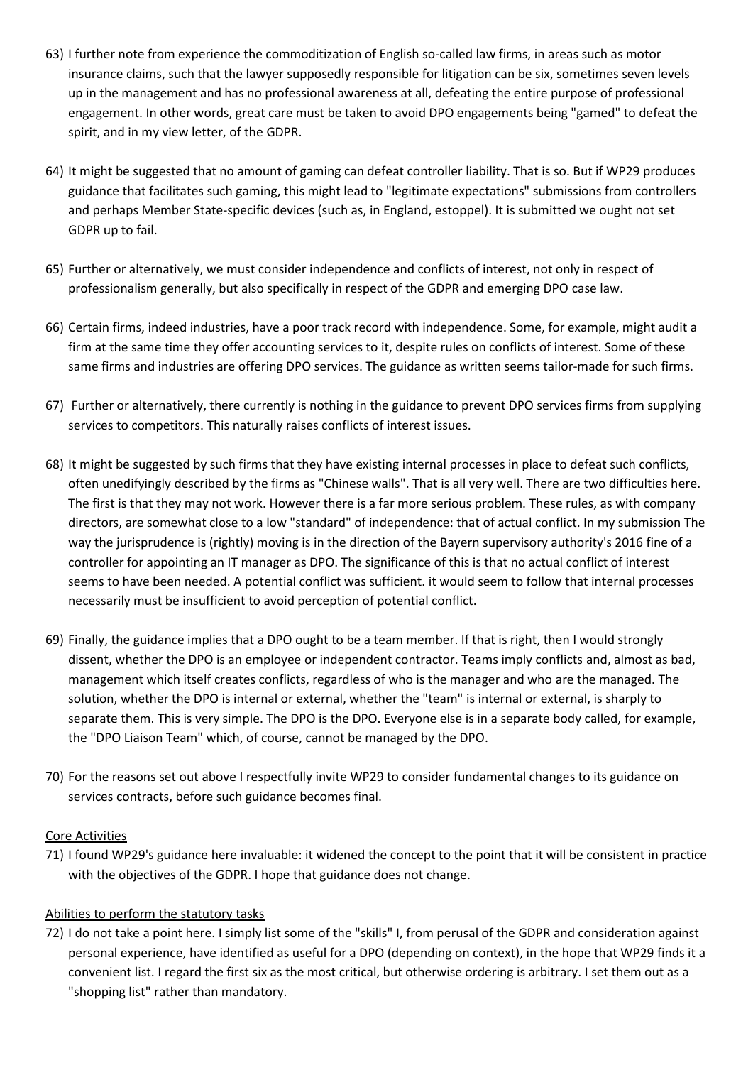63) I further note from experience the commoditization of English so-called law firms, in areas such as motor insurance claims, such that the lawyer supposedly responsible for litigation can be six, sometimes seven levels up in the management and has no professional awareness at all, defeating the entire purpose of professional engagement. In other words, great care must be taken to avoid DPO engagements being "gamed" to defeat the spirit, and in my view letter, of the GDPR.

64) It might be suggested that no amount of gaming can defeat controller liability. That is so. But if WP29 produces guidance that facilitates such gaming, this might lead to "legitimate expectations" submissions from controllers and perhaps Member State-specific devices (such as, in England, estoppel). It is submitted we ought not set GDPR up to fail.

65) Further or alternatively, we must consider independence and conflicts of interest, not only in respect of professionalism generally, but also specifically in respect of the GDPR and emerging DPO case law.

66) Certain firms, indeed industries, have a poor track record with independence. Some, for example, might audit a firm at the same time they offer accounting services to it, despite rules on conflicts of interest. Some of these same firms and industries are offering DPO services. The guidance as written seems tailor-made for such firms.

67) Further or alternatively, there currently is nothing in the guidance to prevent DPO services firms from supplying services to competitors. This naturally raises conflicts of interest issues.

68) It might be suggested by such firms that they have existing internal processes in place to defeat such conflicts, often unedifyingly described by the firms as "Chinese walls". That is all very well. There are two difficulties here. The first is that they may not work. However there is a far more serious problem. These rules, as with company directors, are somewhat close to a low "standard" of independence: that of actual conflict. In my submission The way the jurisprudence is (rightly) moving is in the direction of the Bayern supervisory authority's 2016 fine of a controller for appointing an IT manager as DPO. The significance of this is that no actual conflict of interest seems to have been needed. A potential conflict was sufficient. it would seem to follow that internal processes necessarily must be insufficient to avoid perception of potential conflict.

69) Finally, the guidance implies that a DPO ought to be a team member. If that is right, then I would strongly dissent, whether the DPO is an employee or independent contractor. Teams imply conflicts and, almost as bad, management which itself creates conflicts, regardless of who is the manager and who are the managed. The solution, whether the DPO is internal or external, whether the "team" is internal or external, is sharply to separate them. This is very simple. The DPO is the DPO. Everyone else is in a separate body called, for example, the "DPO Liaison Team" which, of course, cannot be managed by the DPO.

70) For the reasons set out above I respectfully invite WP29 to consider fundamental changes to its guidance on services contracts, before such guidance becomes final.

<u>Core Activities</u>

71) I found WP29's guidance here invaluable: it widened the concept to the point that it will be consistent in practice with the objectives of the GDPR. I hope that guidance does not change.

<u>Abilities to perform the statutory tasks</u>

72) I do not take a point here. I simply list some of the "skills" I, from perusal of the GDPR and consideration against personal experience, have identified as useful for a DPO (depending on context), in the hope that WP29 finds it a convenient list. I regard the first six as the most critical, but otherwise ordering is arbitrary. I set them out as a "shopping list" rather than mandatory.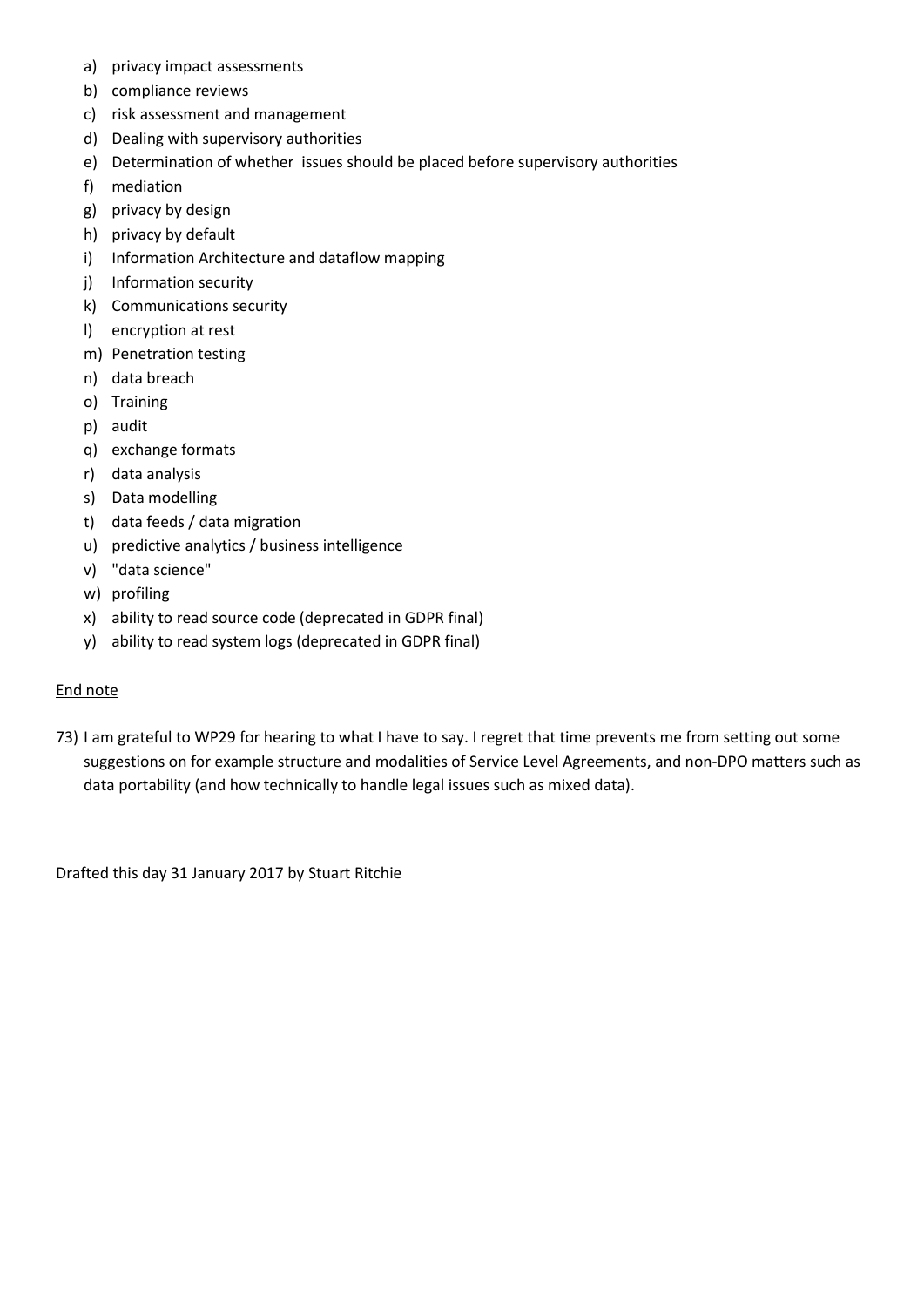a) privacy impact assessments
b) compliance reviews
c) risk assessment and management
d) Dealing with supervisory authorities
e) Determination of whether issues should be placed before supervisory authorities
f) mediation
g) privacy by design
h) privacy by default
i) Information Architecture and dataflow mapping
j) Information security
k) Communications security
l) encryption at rest
m) Penetration testing
n) data breach
o) Training
p) audit
q) exchange formats
r) data analysis
s) Data modelling
t) data feeds / data migration
u) predictive analytics / business intelligence
v) "data science"
w) profiling
x) ability to read source code (deprecated in GDPR final)
y) ability to read system logs (deprecated in GDPR final)

<u>End note</u>

73) I am grateful to WP29 for hearing to what I have to say. I regret that time prevents me from setting out some suggestions on for example structure and modalities of Service Level Agreements, and non-DPO matters such as data portability (and how technically to handle legal issues such as mixed data).

Drafted this day 31 January 2017 by Stuart Ritchie